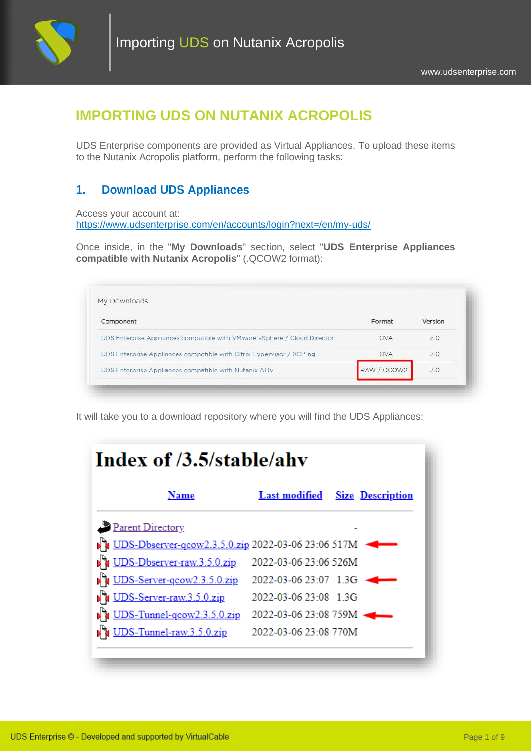# IMPORTING UDS ON NUTANIX ACROPOLIS

UDS Enterprise components are provided as Virtual Appliances. To upload these items to the Nutanix Acropolis platform, perform the following tasks:

## 1. Download UDS Appliances

Access your account at:
https://www.udsenterprise.com/en/accounts/login?next=/en/my-uds/

Once inside, in the "**My Downloads**" section, select "**UDS Enterprise Appliances compatible with Nutanix Acropolis**" (.QCOW2 format):

My Downloads

| Component | Format | Version |
|---|---|---|
| UDS Enterprise Appliances compatible with VMware vSphere / Cloud Director | OVA | 3.0 |
| UDS Enterprise Appliances compatible with Citrix Hypervisor / XCP-ng | OVA | 3.0 |
| UDS Enterprise Appliances compatible with Nutanix AHV | RAW / QCOW2 | 3.0 |

It will take you to a download repository where you will find the UDS Appliances:

# Index of /3.5/stable/ahv

| Name | Last modified | Size | Description |
|---|---|---|---|
| Parent Directory | | - | |
| UDS-Dbserver-qcow2.3.5.0.zip | 2022-03-06 23:06 | 517M | |
| UDS-Dbserver-raw.3.5.0.zip | 2022-03-06 23:06 | 526M | |
| UDS-Server-qcow2.3.5.0.zip | 2022-03-06 23:07 | 1.3G | |
| UDS-Server-raw.3.5.0.zip | 2022-03-06 23:08 | 1.3G | |
| UDS-Tunnel-qcow2.3.5.0.zip | 2022-03-06 23:08 | 759M | |
| UDS-Tunnel-raw.3.5.0.zip | 2022-03-06 23:08 | 770M | |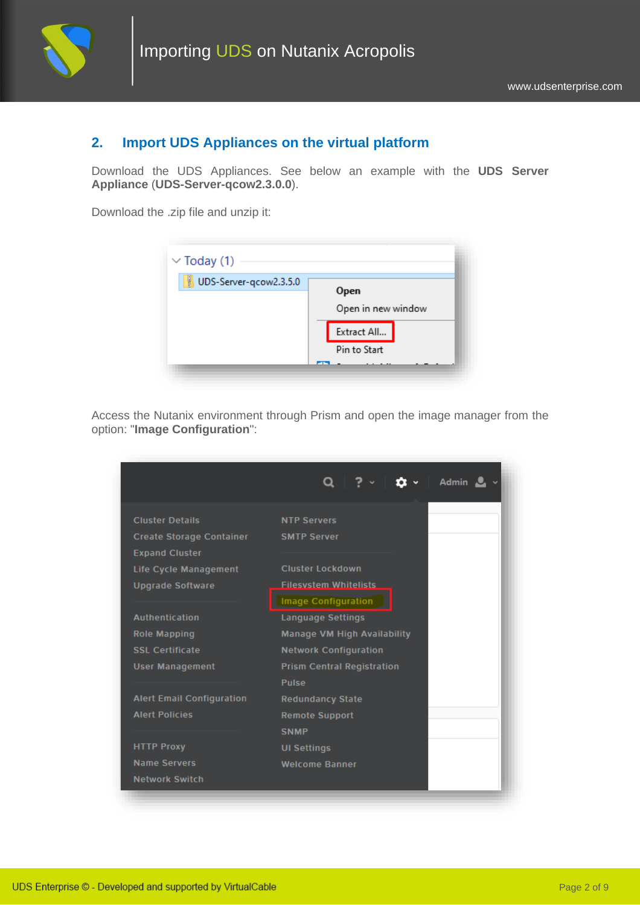## 2. Import UDS Appliances on the virtual platform

Download the UDS Appliances. See below an example with the **UDS Server Appliance** (**UDS-Server-qcow2.3.0.0**).

Download the .zip file and unzip it:

Access the Nutanix environment through Prism and open the image manager from the option: "**Image Configuration**":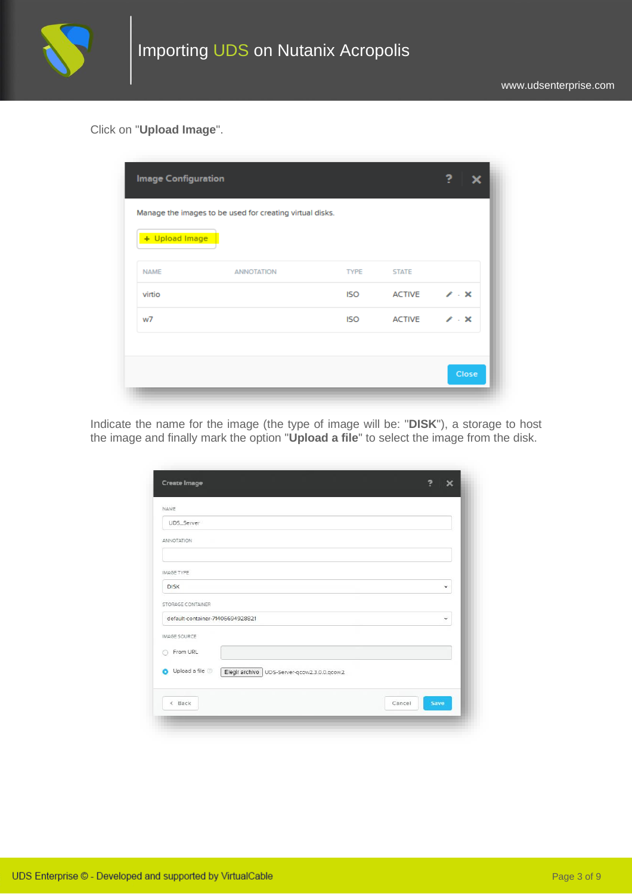Click on "**Upload Image**".

Indicate the name for the image (the type of image will be: "**DISK**"), a storage to host the image and finally mark the option "**Upload a file**" to select the image from the disk.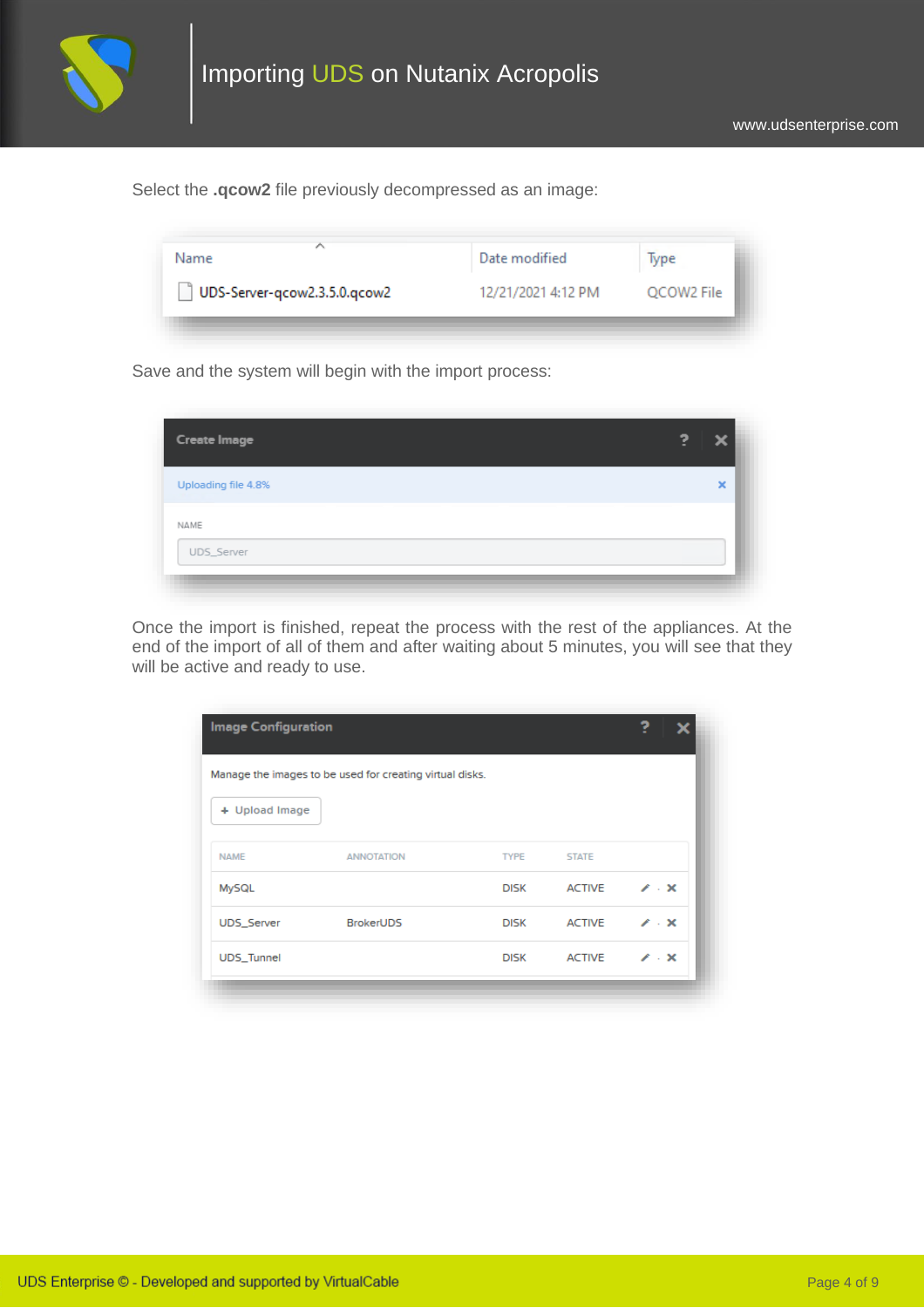Select the **.qcow2** file previously decompressed as an image:

Save and the system will begin with the import process:

Once the import is finished, repeat the process with the rest of the appliances. At the end of the import of all of them and after waiting about 5 minutes, you will see that they will be active and ready to use.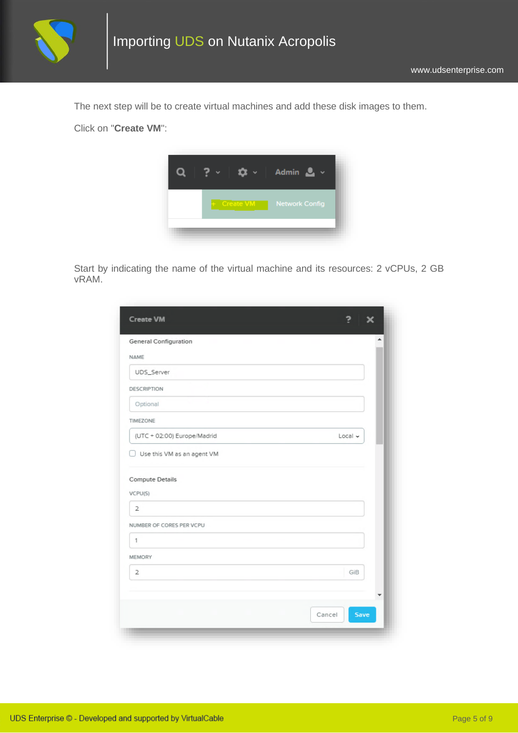The next step will be to create virtual machines and add these disk images to them.

Click on "**Create VM**":

Start by indicating the name of the virtual machine and its resources: 2 vCPUs, 2 GB vRAM.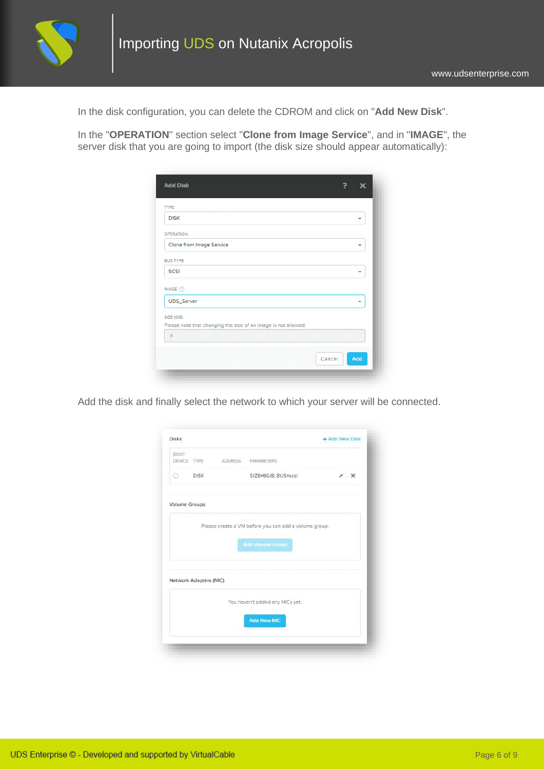In the disk configuration, you can delete the CDROM and click on "**Add New Disk**".

In the "**OPERATION**" section select "**Clone from Image Service**", and in "**IMAGE**", the server disk that you are going to import (the disk size should appear automatically):

Add the disk and finally select the network to which your server will be connected.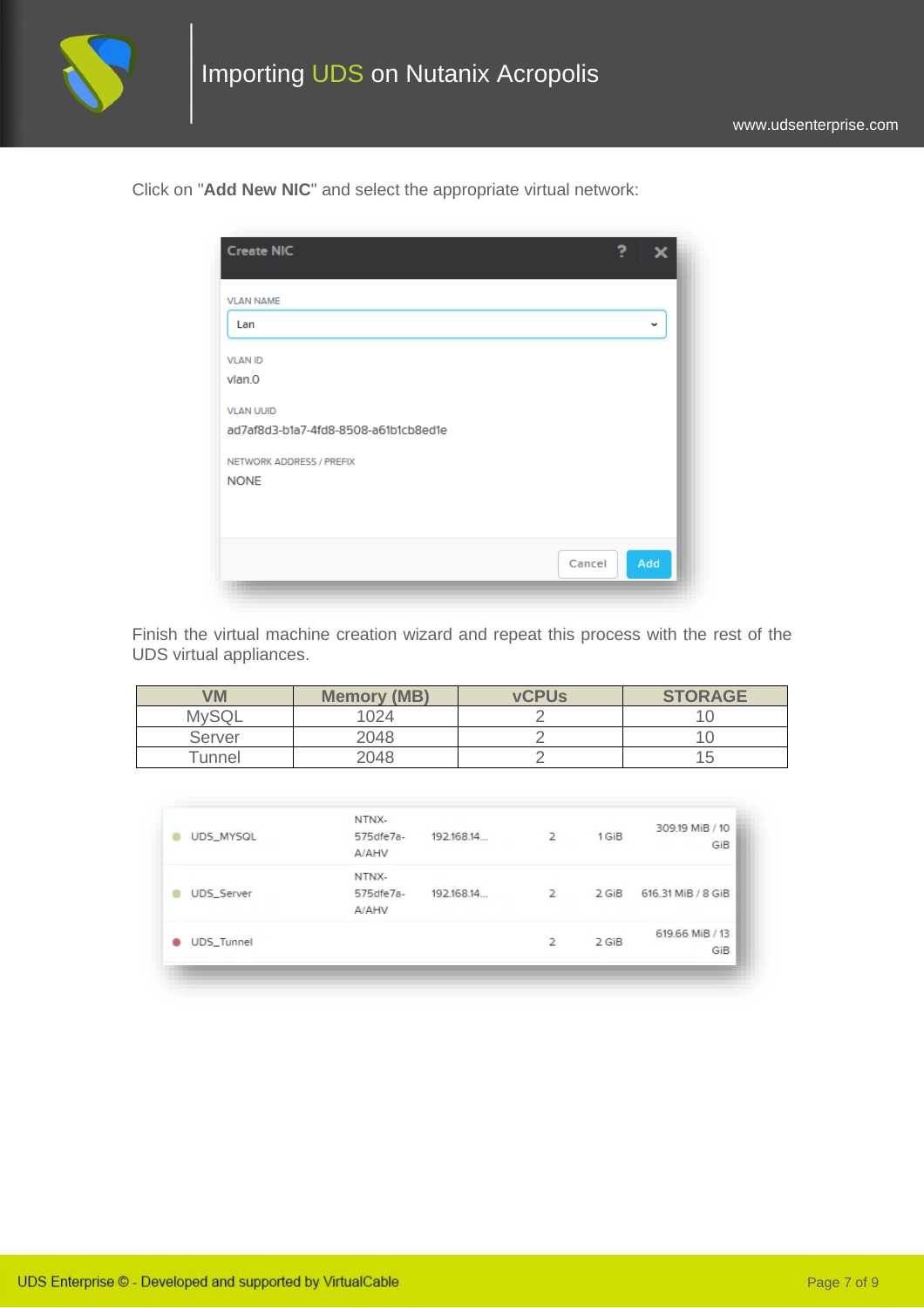Click on "**Add New NIC**" and select the appropriate virtual network:

Finish the virtual machine creation wizard and repeat this process with the rest of the UDS virtual appliances.

| VM | Memory (MB) | vCPUs | STORAGE |
|---|---|---|---|
| MySQL | 1024 | 2 | 10 |
| Server | 2048 | 2 | 10 |
| Tunnel | 2048 | 2 | 15 |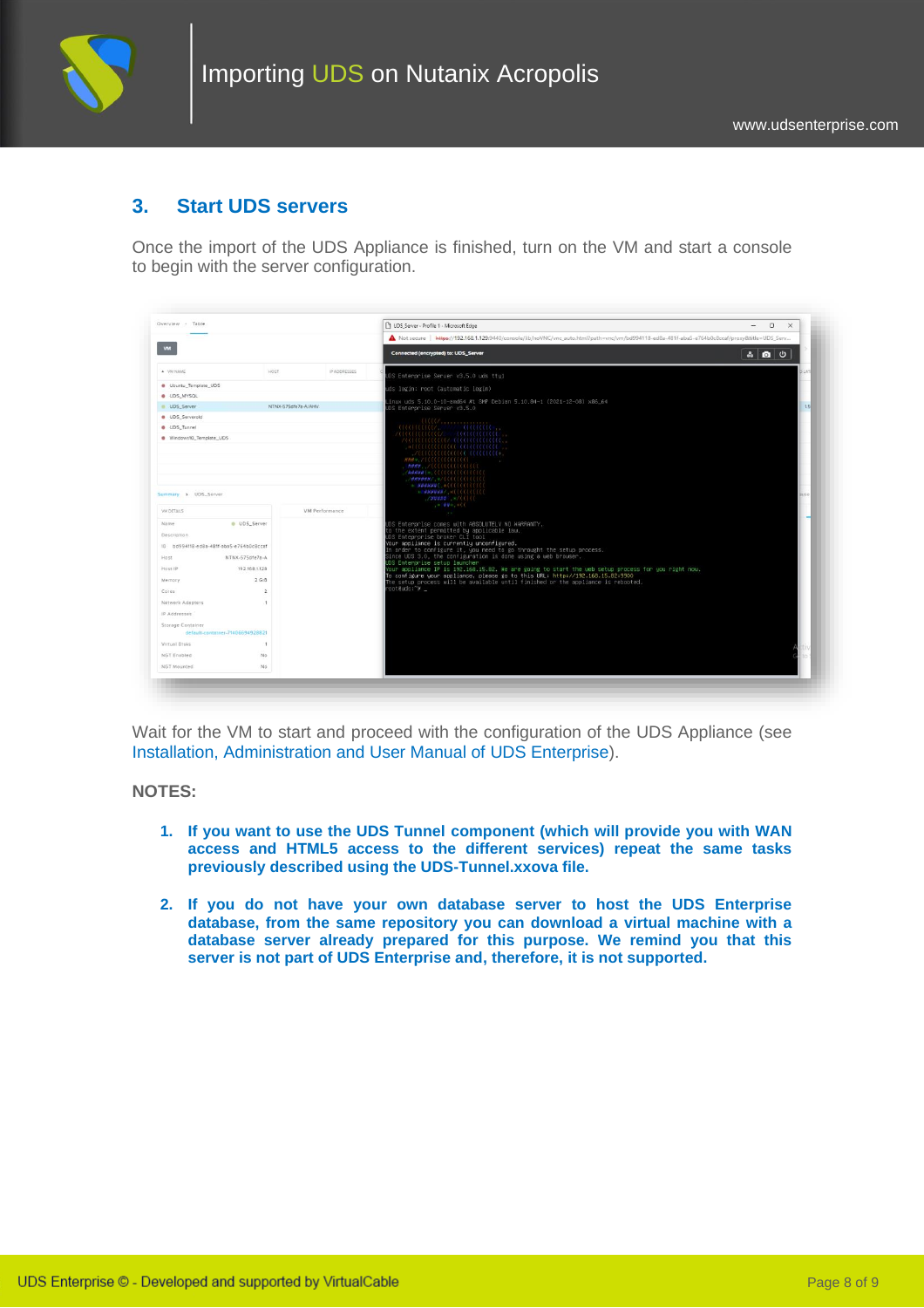## 3. Start UDS servers

Once the import of the UDS Appliance is finished, turn on the VM and start a console to begin with the server configuration.

Wait for the VM to start and proceed with the configuration of the UDS Appliance (see Installation, Administration and User Manual of UDS Enterprise).

**NOTES:**

1. **If you want to use the UDS Tunnel component (which will provide you with WAN access and HTML5 access to the different services) repeat the same tasks previously described using the UDS-Tunnel.xxova file.**

2. **If you do not have your own database server to host the UDS Enterprise database, from the same repository you can download a virtual machine with a database server already prepared for this purpose. We remind you that this server is not part of UDS Enterprise and, therefore, it is not supported.**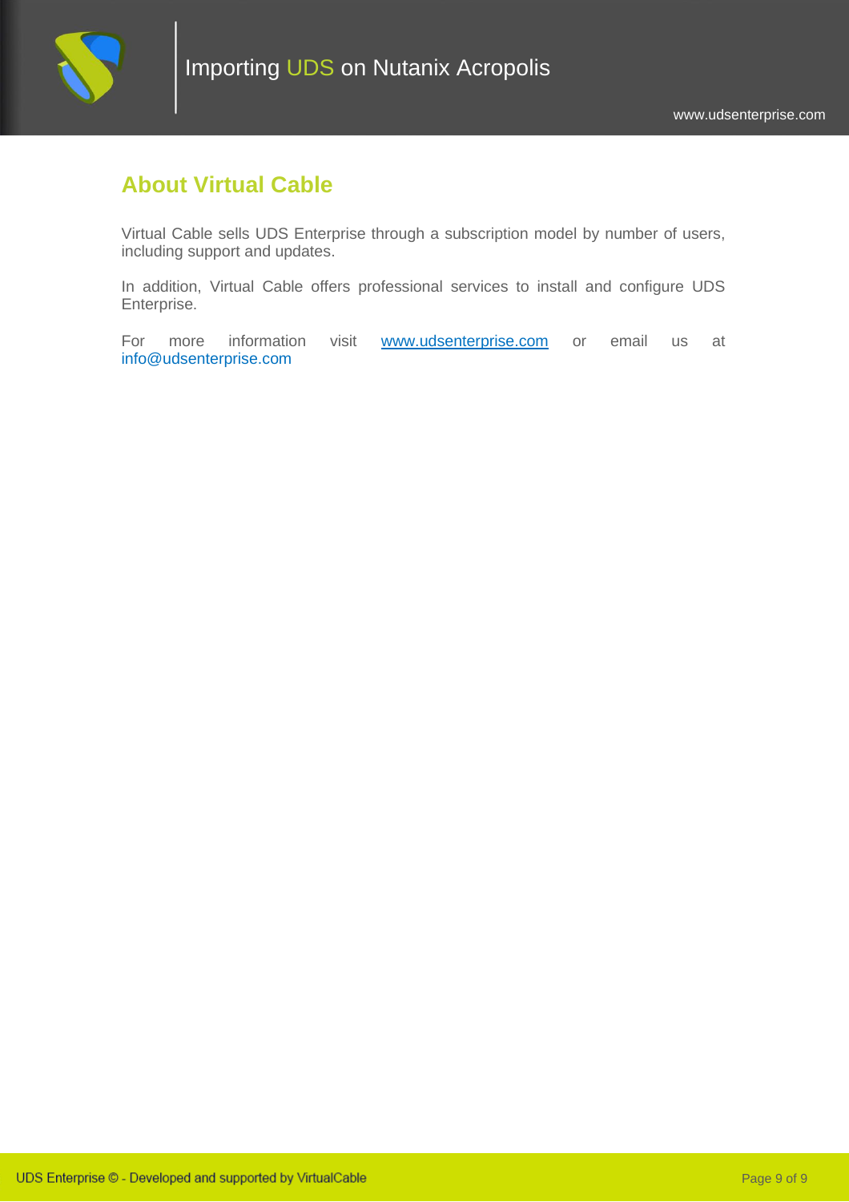## About Virtual Cable

Virtual Cable sells UDS Enterprise through a subscription model by number of users, including support and updates.

In addition, Virtual Cable offers professional services to install and configure UDS Enterprise.

For more information visit www.udsenterprise.com or email us at info@udsenterprise.com